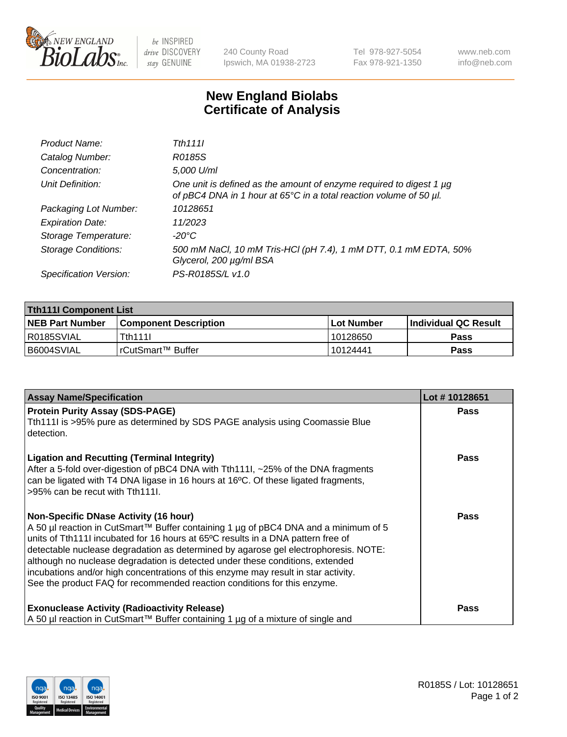New England BioLabs Inc. — be INSPIRED drive DISCOVERY stay GENUINE

240 County Road
Ipswich, MA 01938-2723

Tel 978-927-5054
Fax 978-921-1350

www.neb.com
info@neb.com

# New England Biolabs Certificate of Analysis

| | |
|---|---|
| *Product Name:* | *Tth111I* |
| *Catalog Number:* | *R0185S* |
| *Concentration:* | *5,000 U/ml* |
| *Unit Definition:* | *One unit is defined as the amount of enzyme required to digest 1 µg of pBC4 DNA in 1 hour at 65°C in a total reaction volume of 50 µl.* |
| *Packaging Lot Number:* | *10128651* |
| *Expiration Date:* | *11/2023* |
| *Storage Temperature:* | *-20°C* |
| *Storage Conditions:* | *500 mM NaCl, 10 mM Tris-HCl (pH 7.4), 1 mM DTT, 0.1 mM EDTA, 50% Glycerol, 200 µg/ml BSA* |
| *Specification Version:* | *PS-R0185S/L v1.0* |

| **Tth111I Component List** | | | |
|---|---|---|---|
| **NEB Part Number** | **Component Description** | **Lot Number** | **Individual QC Result** |
| R0185SVIAL | Tth111I | 10128650 | **Pass** |
| B6004SVIAL | rCutSmart™ Buffer | 10124441 | **Pass** |

| **Assay Name/Specification** | **Lot # 10128651** |
|---|---|
| **Protein Purity Assay (SDS-PAGE)**<br>Tth111I is >95% pure as determined by SDS PAGE analysis using Coomassie Blue detection. | **Pass** |
| **Ligation and Recutting (Terminal Integrity)**<br>After a 5-fold over-digestion of pBC4 DNA with Tth111I, ~25% of the DNA fragments can be ligated with T4 DNA ligase in 16 hours at 16ºC. Of these ligated fragments, >95% can be recut with Tth111I. | **Pass** |
| **Non-Specific DNase Activity (16 hour)**<br>A 50 µl reaction in CutSmart™ Buffer containing 1 µg of pBC4 DNA and a minimum of 5 units of Tth111I incubated for 16 hours at 65ºC results in a DNA pattern free of detectable nuclease degradation as determined by agarose gel electrophoresis. NOTE: although no nuclease degradation is detected under these conditions, extended incubations and/or high concentrations of this enzyme may result in star activity. See the product FAQ for recommended reaction conditions for this enzyme. | **Pass** |
| **Exonuclease Activity (Radioactivity Release)**<br>A 50 µl reaction in CutSmart™ Buffer containing 1 µg of a mixture of single and | **Pass** |

R0185S / Lot: 10128651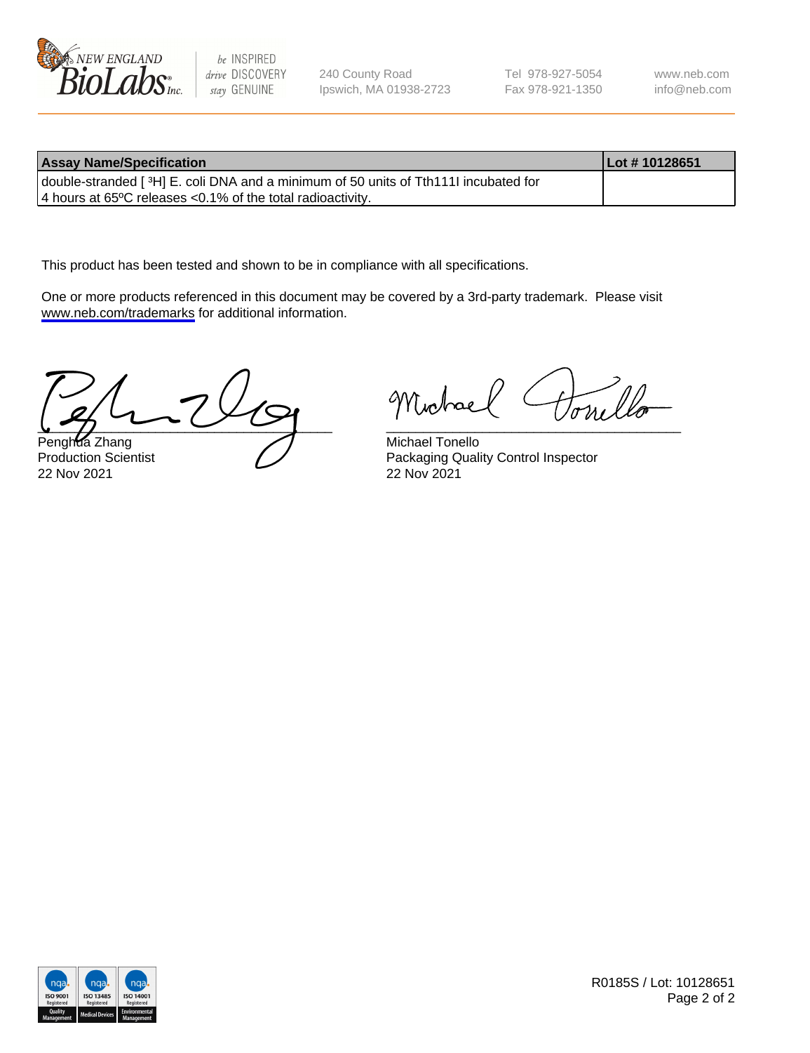| Assay Name/Specification | Lot # 10128651 |
| --- | --- |
| double-stranded [ $^3$H] E. coli DNA and a minimum of 50 units of Tth111I incubated for 4 hours at 65ºC releases <0.1% of the total radioactivity. | |

This product has been tested and shown to be in compliance with all specifications.

One or more products referenced in this document may be covered by a 3rd-party trademark. Please visit www.neb.com/trademarks for additional information.

Penghua Zhang
Production Scientist
22 Nov 2021

Michael Tonello
Packaging Quality Control Inspector
22 Nov 2021

R0185S / Lot: 10128651